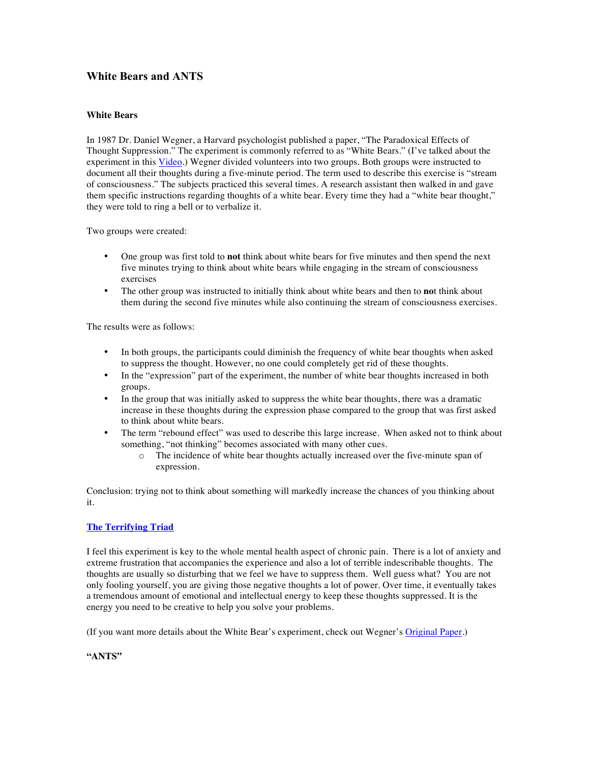# White Bears and ANTS

**White Bears**

In 1987 Dr. Daniel Wegner, a Harvard psychologist published a paper, "The Paradoxical Effects of Thought Suppression." The experiment is commonly referred to as "White Bears." (I've talked about the experiment in this [Video](#).) Wegner divided volunteers into two groups. Both groups were instructed to document all their thoughts during a five-minute period. The term used to describe this exercise is "stream of consciousness." The subjects practiced this several times. A research assistant then walked in and gave them specific instructions regarding thoughts of a white bear. Every time they had a "white bear thought," they were told to ring a bell or to verbalize it.

Two groups were created:

- One group was first told to **not** think about white bears for five minutes and then spend the next five minutes trying to think about white bears while engaging in the stream of consciousness exercises
- The other group was instructed to initially think about white bears and then to **no**t think about them during the second five minutes while also continuing the stream of consciousness exercises.

The results were as follows:

- In both groups, the participants could diminish the frequency of white bear thoughts when asked to suppress the thought. However, no one could completely get rid of these thoughts.
- In the "expression" part of the experiment, the number of white bear thoughts increased in both groups.
- In the group that was initially asked to suppress the white bear thoughts, there was a dramatic increase in these thoughts during the expression phase compared to the group that was first asked to think about white bears.
- The term "rebound effect" was used to describe this large increase. When asked not to think about something, "not thinking" becomes associated with many other cues.
  - The incidence of white bear thoughts actually increased over the five-minute span of expression.

Conclusion: trying not to think about something will markedly increase the chances of you thinking about it.

**[The Terrifying Triad](#)**

I feel this experiment is key to the whole mental health aspect of chronic pain. There is a lot of anxiety and extreme frustration that accompanies the experience and also a lot of terrible indescribable thoughts. The thoughts are usually so disturbing that we feel we have to suppress them. Well guess what? You are not only fooling yourself, you are giving those negative thoughts a lot of power. Over time, it eventually takes a tremendous amount of emotional and intellectual energy to keep these thoughts suppressed. It is the energy you need to be creative to help you solve your problems.

(If you want more details about the White Bear's experiment, check out Wegner's [Original Paper](#).)

**"ANTS"**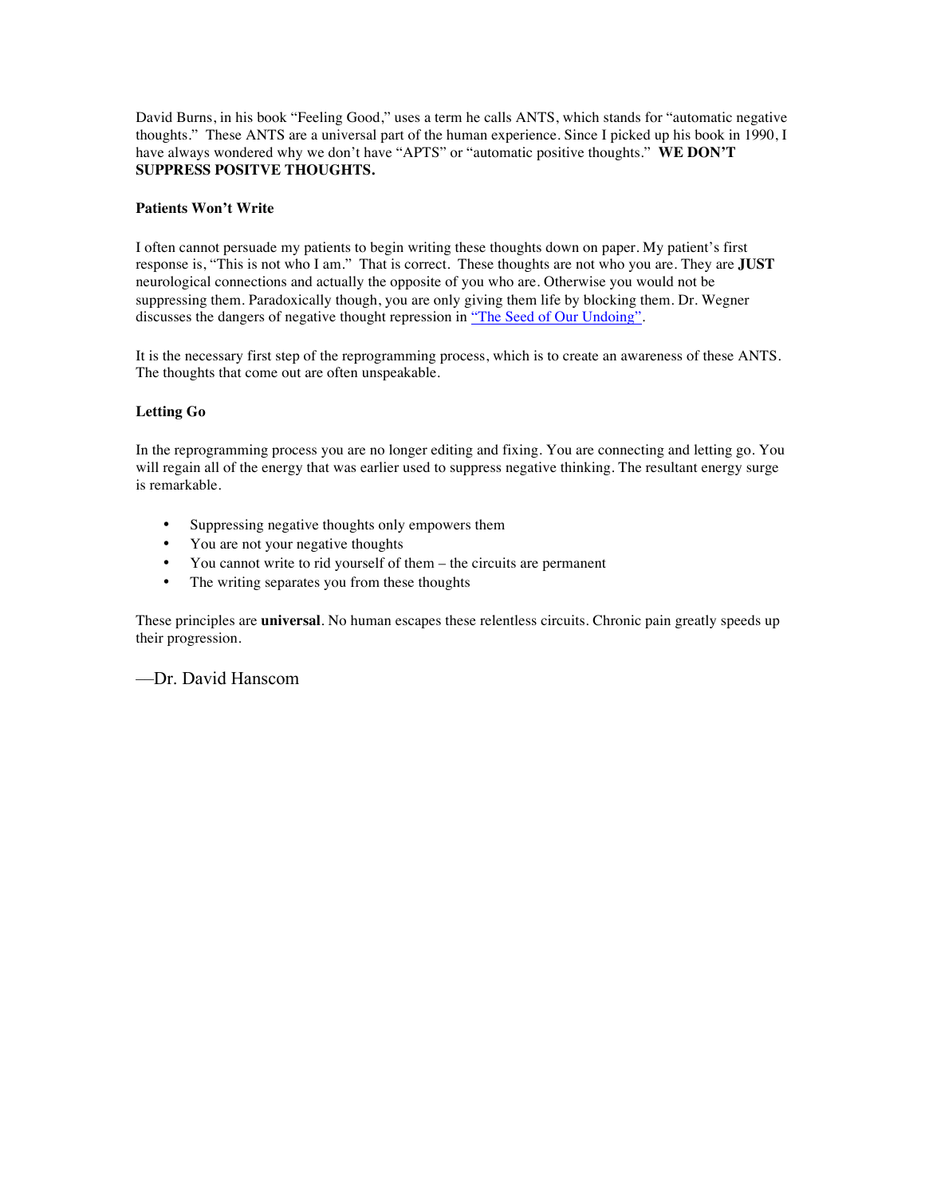David Burns, in his book "Feeling Good," uses a term he calls ANTS, which stands for "automatic negative thoughts." These ANTS are a universal part of the human experience. Since I picked up his book in 1990, I have always wondered why we don't have "APTS" or "automatic positive thoughts." **WE DON'T SUPPRESS POSITVE THOUGHTS.**

**Patients Won't Write**

I often cannot persuade my patients to begin writing these thoughts down on paper. My patient's first response is, "This is not who I am." That is correct. These thoughts are not who you are. They are **JUST** neurological connections and actually the opposite of you who are. Otherwise you would not be suppressing them. Paradoxically though, you are only giving them life by blocking them. Dr. Wegner discusses the dangers of negative thought repression in "The Seed of Our Undoing".

It is the necessary first step of the reprogramming process, which is to create an awareness of these ANTS. The thoughts that come out are often unspeakable.

**Letting Go**

In the reprogramming process you are no longer editing and fixing. You are connecting and letting go. You will regain all of the energy that was earlier used to suppress negative thinking. The resultant energy surge is remarkable.

- Suppressing negative thoughts only empowers them
- You are not your negative thoughts
- You cannot write to rid yourself of them – the circuits are permanent
- The writing separates you from these thoughts

These principles are **universal**. No human escapes these relentless circuits. Chronic pain greatly speeds up their progression.

—Dr. David Hanscom